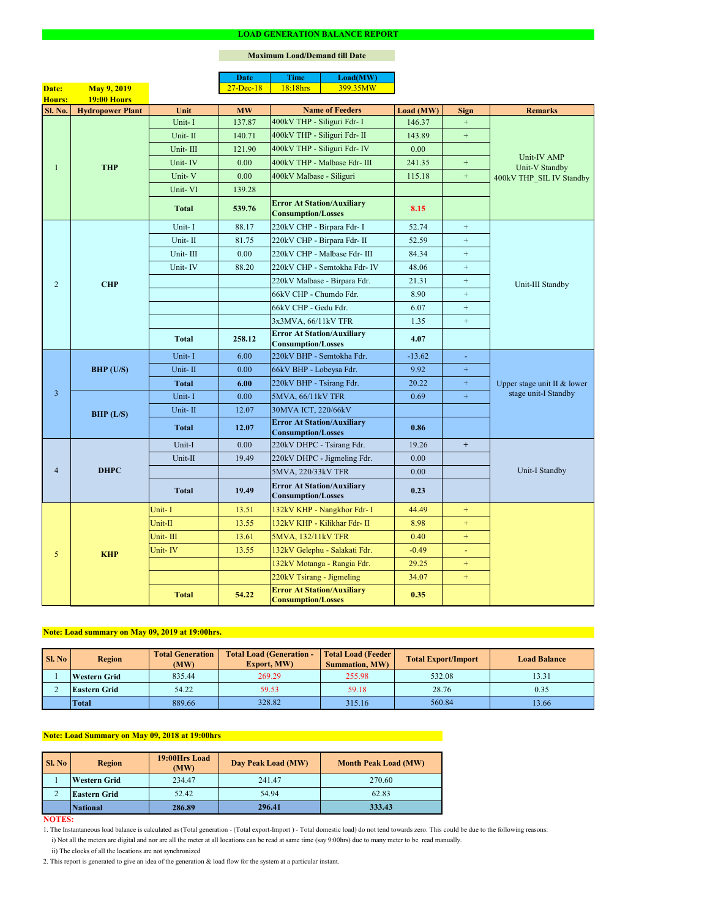# LOAD GENERATION BALANCE REPORT

**Maximum Load/Demand till Date**

| Date | Time | Load(MW) |
|---|---|---|
| 27-Dec-18 | 18:18hrs | 399.35MW |

**Date:** May 9, 2019
**Hours:** 19:00 Hours

| Sl. No. | Hydropower Plant | Unit | MW | Name of Feeders | Load (MW) | Sign | Remarks |
|---|---|---|---|---|---|---|---|
| 1 | THP | Unit- I | 137.87 | 400kV THP - Siliguri Fdr- I | 146.37 | + | Unit-IV AMP Unit-V Standby 400kV THP_SIL IV Standby |
| | | Unit- II | 140.71 | 400kV THP - Siliguri Fdr- II | 143.89 | + | |
| | | Unit- III | 121.90 | 400kV THP - Siliguri Fdr- IV | 0.00 | | |
| | | Unit- IV | 0.00 | 400kV THP - Malbase Fdr- III | 241.35 | + | |
| | | Unit- V | 0.00 | 400kV Malbase - Siliguri | 115.18 | + | |
| | | Unit- VI | 139.28 | | | | |
| | | **Total** | **539.76** | **Error At Station/Auxiliary Consumption/Losses** | **8.15** | | |
| 2 | CHP | Unit- I | 88.17 | 220kV CHP - Birpara Fdr- I | 52.74 | + | Unit-III Standby |
| | | Unit- II | 81.75 | 220kV CHP - Birpara Fdr- II | 52.59 | + | |
| | | Unit- III | 0.00 | 220kV CHP - Malbase Fdr- III | 84.34 | + | |
| | | Unit- IV | 88.20 | 220kV CHP - Semtokha Fdr- IV | 48.06 | + | |
| | | | | 220kV Malbase - Birpara Fdr. | 21.31 | + | |
| | | | | 66kV CHP - Chumdo Fdr. | 8.90 | + | |
| | | | | 66kV CHP - Gedu Fdr. | 6.07 | + | |
| | | | | 3x3MVA, 66/11kV TFR | 1.35 | + | |
| | | **Total** | **258.12** | **Error At Station/Auxiliary Consumption/Losses** | **4.07** | | |
| 3 | BHP (U/S) | Unit- I | 6.00 | 220kV BHP - Semtokha Fdr. | -13.62 | - | Upper stage unit II & lower stage unit-I Standby |
| | | Unit- II | 0.00 | 66kV BHP - Lobeysa Fdr. | 9.92 | + | |
| | | **Total** | **6.00** | 220kV BHP - Tsirang Fdr. | 20.22 | + | |
| | BHP (L/S) | Unit- I | 0.00 | 5MVA, 66/11kV TFR | 0.69 | + | |
| | | Unit- II | 12.07 | 30MVA ICT, 220/66kV | | | |
| | | **Total** | **12.07** | **Error At Station/Auxiliary Consumption/Losses** | **0.86** | | |
| 4 | DHPC | Unit-I | 0.00 | 220kV DHPC - Tsirang Fdr. | 19.26 | + | Unit-I Standby |
| | | Unit-II | 19.49 | 220kV DHPC - Jigmeling Fdr. | 0.00 | | |
| | | | | 5MVA, 220/33kV TFR | 0.00 | | |
| | | **Total** | **19.49** | **Error At Station/Auxiliary Consumption/Losses** | **0.23** | | |
| 5 | KHP | Unit- I | 13.51 | 132kV KHP - Nangkhor Fdr- I | 44.49 | + | |
| | | Unit-II | 13.55 | 132kV KHP - Kilikhar Fdr- II | 8.98 | + | |
| | | Unit- III | 13.61 | 5MVA, 132/11kV TFR | 0.40 | + | |
| | | Unit- IV | 13.55 | 132kV Gelephu - Salakati Fdr. | -0.49 | - | |
| | | | | 132kV Motanga - Rangia Fdr. | 29.25 | + | |
| | | | | 220kV Tsirang - Jigmeling | 34.07 | + | |
| | | **Total** | **54.22** | **Error At Station/Auxiliary Consumption/Losses** | **0.35** | | |

**Note: Load summary on May 09, 2019 at 19:00hrs.**

| Sl. No | Region | Total Generation (MW) | Total Load (Generation - Export, MW) | Total Load (Feeder Summation, MW) | Total Export/Import | Load Balance |
|---|---|---|---|---|---|---|
| 1 | Western Grid | 835.44 | 269.29 | 255.98 | 532.08 | 13.31 |
| 2 | Eastern Grid | 54.22 | 59.53 | 59.18 | 28.76 | 0.35 |
| | Total | 889.66 | 328.82 | 315.16 | 560.84 | 13.66 |

**Note: Load Summary on May 09, 2018 at 19:00hrs**

| Sl. No | Region | 19:00Hrs Load (MW) | Day Peak Load (MW) | Month Peak Load (MW) |
|---|---|---|---|---|
| 1 | Western Grid | 234.47 | 241.47 | 270.60 |
| 2 | Eastern Grid | 52.42 | 54.94 | 62.83 |
| | **National** | **286.89** | **296.41** | **333.43** |

**NOTES:**

1. The Instantaneous load balance is calculated as (Total generation - (Total export-Import ) - Total domestic load) do not tend towards zero. This could be due to the following reasons:
   i) Not all the meters are digital and nor are all the meter at all locations can be read at same time (say 9:00hrs) due to many meter to be read manually.
   ii) The clocks of all the locations are not synchronized
2. This report is generated to give an idea of the generation & load flow for the system at a particular instant.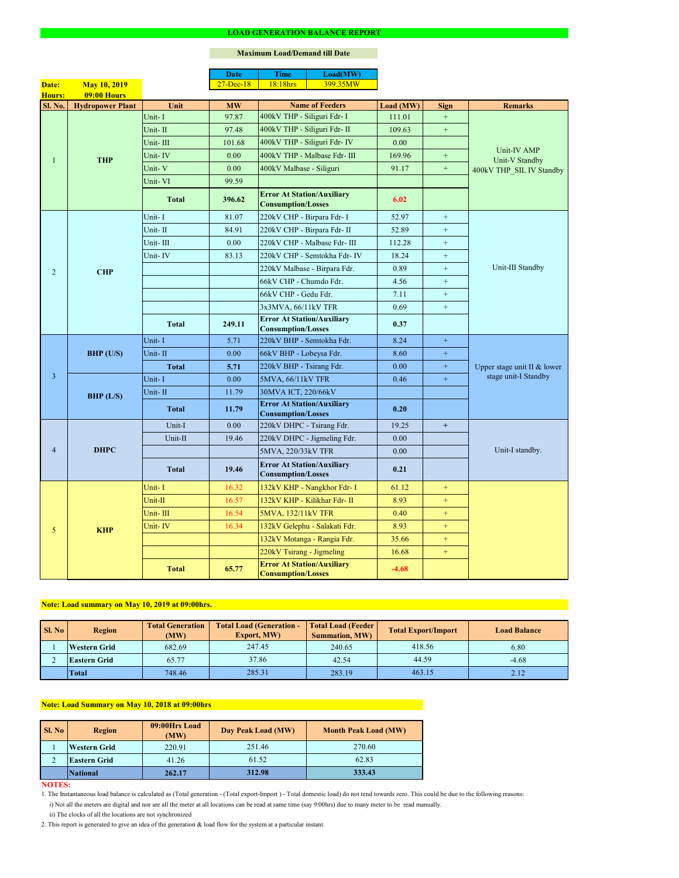# LOAD GENERATION BALANCE REPORT

**Maximum Load/Demand till Date**

| Date | Time | Load(MW) |
|---|---|---|
| 27-Dec-18 | 18:18hrs | 399.35MW |

**Date:** May 10, 2019
**Hours:** 09:00 Hours

| Sl. No. | Hydropower Plant | Unit | MW | Name of Feeders | Load (MW) | Sign | Remarks |
|---|---|---|---|---|---|---|---|
| 1 | THP | Unit- I | 97.87 | 400kV THP - Siliguri Fdr- I | 111.01 | + | Unit-IV AMP Unit-V Standby 400kV THP_SIL IV Standby |
| | | Unit- II | 97.48 | 400kV THP - Siliguri Fdr- II | 109.63 | + | |
| | | Unit- III | 101.68 | 400kV THP - Siliguri Fdr- IV | 0.00 | | |
| | | Unit- IV | 0.00 | 400kV THP - Malbase Fdr- III | 169.96 | + | |
| | | Unit- V | 0.00 | 400kV Malbase - Siliguri | 91.17 | + | |
| | | Unit- VI | 99.59 | | | | |
| | | **Total** | **396.62** | **Error At Station/Auxiliary Consumption/Losses** | **6.02** | | |
| 2 | CHP | Unit- I | 81.07 | 220kV CHP - Birpara Fdr- I | 52.97 | + | Unit-III Standby |
| | | Unit- II | 84.91 | 220kV CHP - Birpara Fdr- II | 52.89 | + | |
| | | Unit- III | 0.00 | 220kV CHP - Malbase Fdr- III | 112.28 | + | |
| | | Unit- IV | 83.13 | 220kV CHP - Semtokha Fdr- IV | 18.24 | + | |
| | | | | 220kV Malbase - Birpara Fdr. | 0.89 | + | |
| | | | | 66kV CHP - Chumdo Fdr. | 4.56 | + | |
| | | | | 66kV CHP - Gedu Fdr. | 7.11 | + | |
| | | | | 3x3MVA, 66/11kV TFR | 0.69 | + | |
| | | **Total** | **249.11** | **Error At Station/Auxiliary Consumption/Losses** | **0.37** | | |
| 3 | BHP (U/S) | Unit- I | 5.71 | 220kV BHP - Semtokha Fdr. | 8.24 | + | Upper stage unit II & lower stage unit-I Standby |
| | | Unit- II | 0.00 | 66kV BHP - Lobeysa Fdr. | 8.60 | + | |
| | | **Total** | **5.71** | 220kV BHP - Tsirang Fdr. | 0.00 | + | |
| | BHP (L/S) | Unit- I | 0.00 | 5MVA, 66/11kV TFR | 0.46 | + | |
| | | Unit- II | 11.79 | 30MVA ICT, 220/66kV | | | |
| | | **Total** | **11.79** | **Error At Station/Auxiliary Consumption/Losses** | **0.20** | | |
| 4 | DHPC | Unit-I | 0.00 | 220kV DHPC - Tsirang Fdr. | 19.25 | + | Unit-I standby. |
| | | Unit-II | 19.46 | 220kV DHPC - Jigmeling Fdr. | 0.00 | | |
| | | | | 5MVA, 220/33kV TFR | 0.00 | | |
| | | **Total** | **19.46** | **Error At Station/Auxiliary Consumption/Losses** | **0.21** | | |
| 5 | KHP | Unit- I | 16.32 | 132kV KHP - Nangkhor Fdr- I | 61.12 | + | |
| | | Unit-II | 16.57 | 132kV KHP - Kilikhar Fdr- II | 8.93 | + | |
| | | Unit- III | 16.54 | 5MVA, 132/11kV TFR | 0.40 | + | |
| | | Unit- IV | 16.34 | 132kV Gelephu - Salakati Fdr. | 8.93 | + | |
| | | | | 132kV Motanga - Rangia Fdr. | 35.66 | + | |
| | | | | 220kV Tsirang - Jigmeling | 16.68 | + | |
| | | **Total** | **65.77** | **Error At Station/Auxiliary Consumption/Losses** | **-4.68** | | |

**Note: Load summary on May 10, 2019 at 09:00hrs.**

| Sl. No | Region | Total Generation (MW) | Total Load (Generation - Export, MW) | Total Load (Feeder Summation, MW) | Total Export/Import | Load Balance |
|---|---|---|---|---|---|---|
| 1 | Western Grid | 682.69 | 247.45 | 240.65 | 418.56 | 6.80 |
| 2 | Eastern Grid | 65.77 | 37.86 | 42.54 | 44.59 | -4.68 |
| | Total | 748.46 | 285.31 | 283.19 | 463.15 | 2.12 |

**Note: Load Summary on May 10, 2018 at 09:00hrs**

| Sl. No | Region | 09:00Hrs Load (MW) | Day Peak Load (MW) | Month Peak Load (MW) |
|---|---|---|---|---|
| 1 | Western Grid | 220.91 | 251.46 | 270.60 |
| 2 | Eastern Grid | 41.26 | 61.52 | 62.83 |
| | National | 262.17 | 312.98 | 333.43 |

**NOTES:**

1. The Instantaneous load balance is calculated as (Total generation - (Total export-Import ) - Total domestic load) do not tend towards zero. This could be due to the following reasons:
   i) Not all the meters are digital and nor are all the meter at all locations can be read at same time (say 9:00hrs) due to many meter to be read manually.
   ii) The clocks of all the locations are not synchronized
2. This report is generated to give an idea of the generation & load flow for the system at a particular instant.